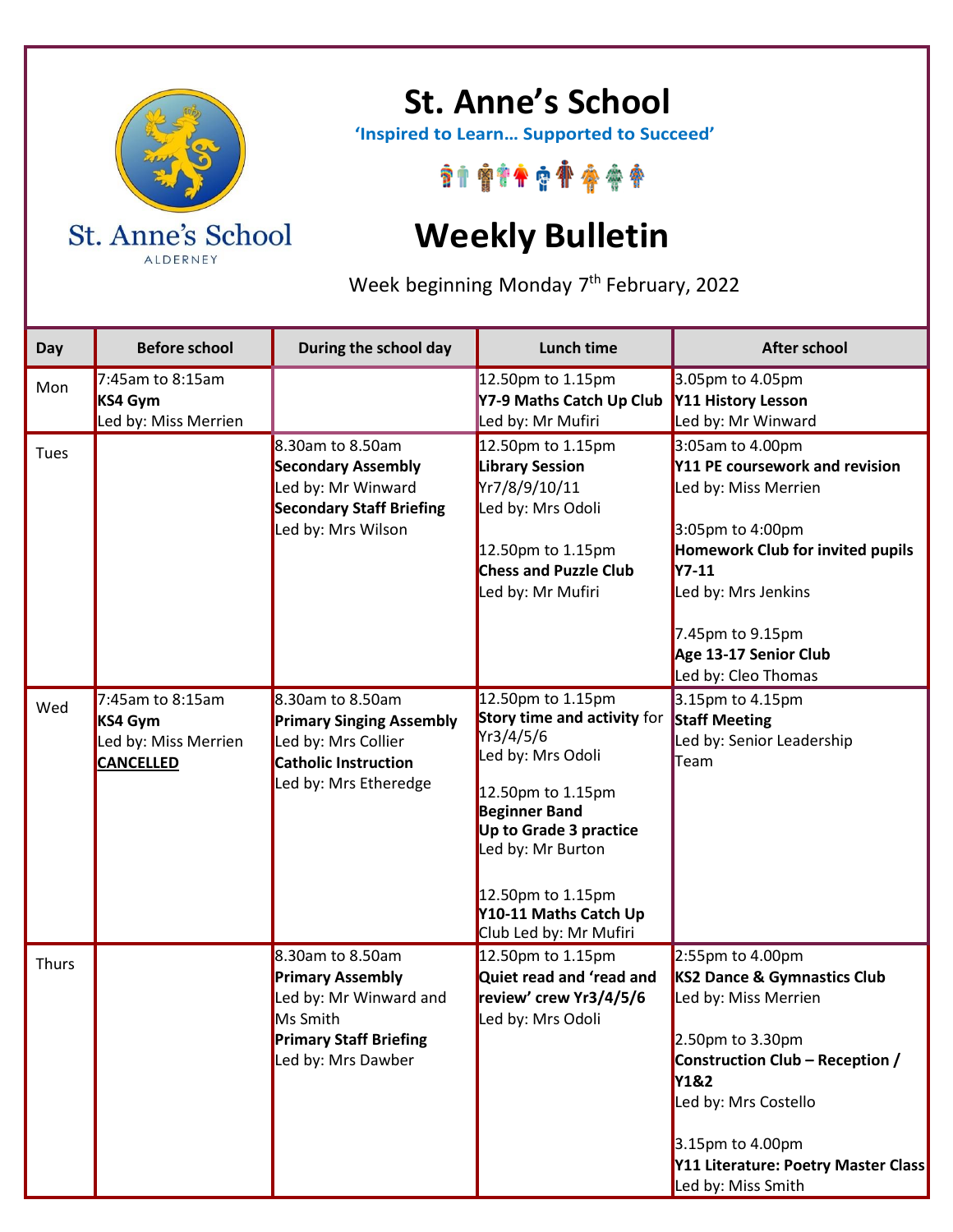# St. Anne's School

St. Anne's School
ALDERNEY

**'Inspired to Learn… Supported to Succeed'**

# Weekly Bulletin

Week beginning Monday 7th February, 2022

| Day | Before school | During the school day | Lunch time | After school |
|---|---|---|---|---|
| Mon | 7:45am to 8:15am<br>**KS4 Gym**<br>Led by: Miss Merrien | | 12.50pm to 1.15pm<br>**Y7-9 Maths Catch Up Club**<br>Led by: Mr Mufiri | 3.05pm to 4.05pm<br>**Y11 History Lesson**<br>Led by: Mr Winward |
| Tues | | 8.30am to 8.50am<br>**Secondary Assembly**<br>Led by: Mr Winward<br>**Secondary Staff Briefing**<br>Led by: Mrs Wilson | 12.50pm to 1.15pm<br>**Library Session**<br>Yr7/8/9/10/11<br>Led by: Mrs Odoli<br><br>12.50pm to 1.15pm<br>**Chess and Puzzle Club**<br>Led by: Mr Mufiri | 3:05am to 4.00pm<br>**Y11 PE coursework and revision**<br>Led by: Miss Merrien<br><br>3:05pm to 4:00pm<br>**Homework Club for invited pupils Y7-11**<br>Led by: Mrs Jenkins<br><br>7.45pm to 9.15pm<br>**Age 13-17 Senior Club**<br>Led by: Cleo Thomas |
| Wed | 7:45am to 8:15am<br>**KS4 Gym**<br>Led by: Miss Merrien<br>**CANCELLED** | 8.30am to 8.50am<br>**Primary Singing Assembly**<br>Led by: Mrs Collier<br>**Catholic Instruction**<br>Led by: Mrs Etheredge | 12.50pm to 1.15pm<br>**Story time and activity** for Yr3/4/5/6<br>Led by: Mrs Odoli<br><br>12.50pm to 1.15pm<br>**Beginner Band**<br>**Up to Grade 3 practice**<br>Led by: Mr Burton<br><br>12.50pm to 1.15pm<br>**Y10-11 Maths Catch Up** Club Led by: Mr Mufiri | 3.15pm to 4.15pm<br>**Staff Meeting**<br>Led by: Senior Leadership Team |
| Thurs | | 8.30am to 8.50am<br>**Primary Assembly**<br>Led by: Mr Winward and Ms Smith<br>**Primary Staff Briefing**<br>Led by: Mrs Dawber | 12.50pm to 1.15pm<br>**Quiet read and 'read and review' crew Yr3/4/5/6**<br>Led by: Mrs Odoli | 2:55pm to 4.00pm<br>**KS2 Dance & Gymnastics Club**<br>Led by: Miss Merrien<br><br>2.50pm to 3.30pm<br>**Construction Club – Reception / Y1&2**<br>Led by: Mrs Costello<br><br>3.15pm to 4.00pm<br>**Y11 Literature: Poetry Master Class**<br>Led by: Miss Smith |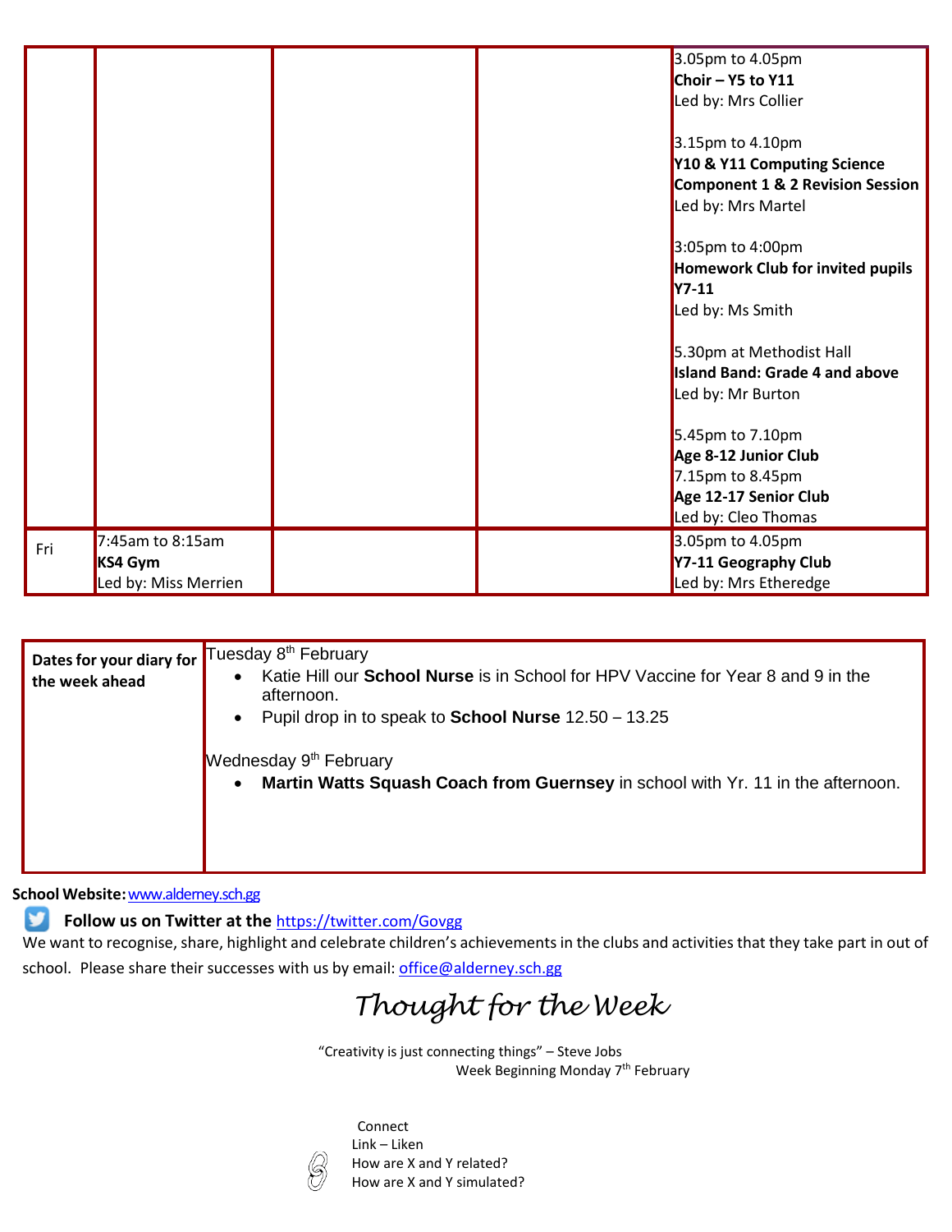| | | | | |
|---|---|---|---|---|
| | | | | 3.05pm to 4.05pm<br>**Choir – Y5 to Y11**<br>Led by: Mrs Collier<br><br>3.15pm to 4.10pm<br>**Y10 & Y11 Computing Science Component 1 & 2 Revision Session**<br>Led by: Mrs Martel<br><br>3:05pm to 4:00pm<br>**Homework Club for invited pupils Y7-11**<br>Led by: Ms Smith<br><br>5.30pm at Methodist Hall<br>**Island Band: Grade 4 and above**<br>Led by: Mr Burton<br><br>5.45pm to 7.10pm<br>**Age 8-12 Junior Club**<br>7.15pm to 8.45pm<br>**Age 12-17 Senior Club**<br>Led by: Cleo Thomas |
| Fri | 7:45am to 8:15am<br>**KS4 Gym**<br>Led by: Miss Merrien | | | 3.05pm to 4.05pm<br>**Y7-11 Geography Club**<br>Led by: Mrs Etheredge |

| | |
|---|---|
| **Dates for your diary for the week ahead** | Tuesday 8th February<br>• Katie Hill our **School Nurse** is in School for HPV Vaccine for Year 8 and 9 in the afternoon.<br>• Pupil drop in to speak to **School Nurse** 12.50 – 13.25<br><br>Wednesday 9th February<br>• **Martin Watts Squash Coach from Guernsey** in school with Yr. 11 in the afternoon. |

**School Website:** www.alderney.sch.gg

**Follow us on Twitter at the** https://twitter.com/Govgg

We want to recognise, share, highlight and celebrate children's achievements in the clubs and activities that they take part in out of school. Please share their successes with us by email: office@alderney.sch.gg

# *Thought for the Week*

"Creativity is just connecting things" – Steve Jobs

Week Beginning Monday 7th February

Connect
Link – Liken
How are X and Y related?
How are X and Y simulated?